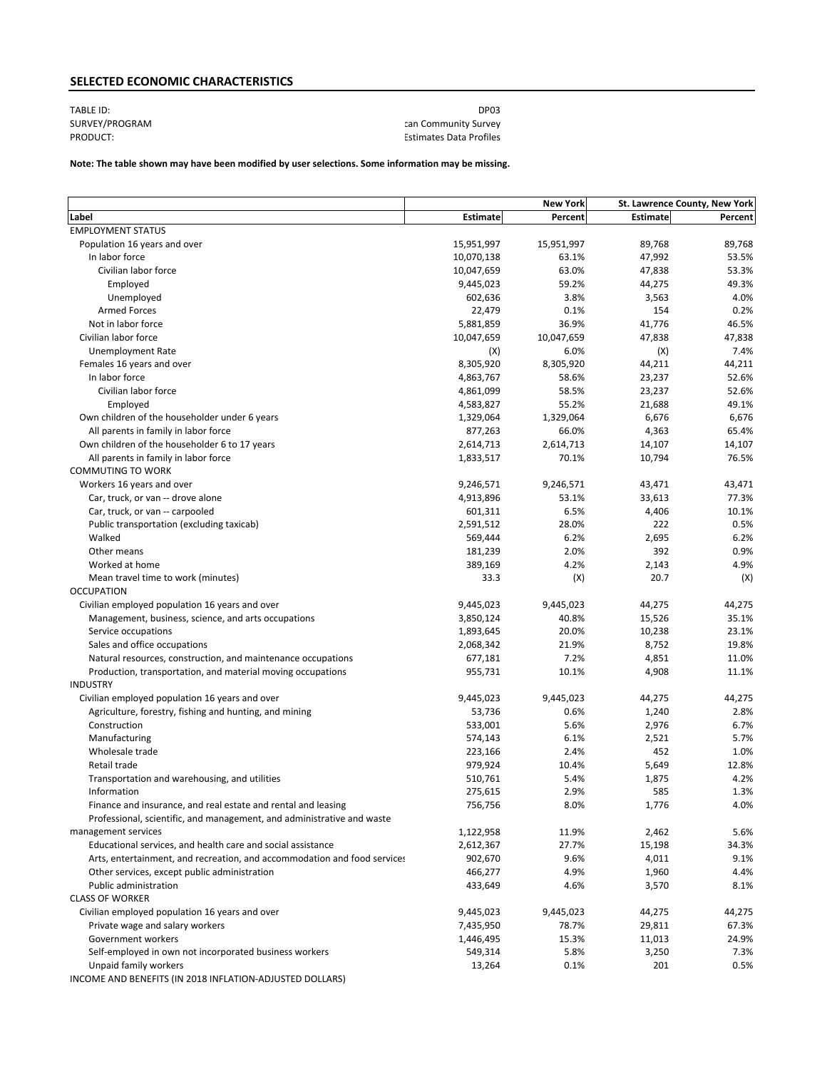## SELECTED ECONOMIC CHARACTERISTICS

TABLE ID: DP03
SURVEY/PROGRAM: can Community Survey
PRODUCT: Estimates Data Profiles

**Note: The table shown may have been modified by user selections. Some information may be missing.**

| | New York | | St. Lawrence County, New York | |
|---|---|---|---|---|
| **Label** | **Estimate** | **Percent** | **Estimate** | **Percent** |
| EMPLOYMENT STATUS | | | | |
| Population 16 years and over | 15,951,997 | 15,951,997 | 89,768 | 89,768 |
| In labor force | 10,070,138 | 63.1% | 47,992 | 53.5% |
| Civilian labor force | 10,047,659 | 63.0% | 47,838 | 53.3% |
| Employed | 9,445,023 | 59.2% | 44,275 | 49.3% |
| Unemployed | 602,636 | 3.8% | 3,563 | 4.0% |
| Armed Forces | 22,479 | 0.1% | 154 | 0.2% |
| Not in labor force | 5,881,859 | 36.9% | 41,776 | 46.5% |
| Civilian labor force | 10,047,659 | 10,047,659 | 47,838 | 47,838 |
| Unemployment Rate | (X) | 6.0% | (X) | 7.4% |
| Females 16 years and over | 8,305,920 | 8,305,920 | 44,211 | 44,211 |
| In labor force | 4,863,767 | 58.6% | 23,237 | 52.6% |
| Civilian labor force | 4,861,099 | 58.5% | 23,237 | 52.6% |
| Employed | 4,583,827 | 55.2% | 21,688 | 49.1% |
| Own children of the householder under 6 years | 1,329,064 | 1,329,064 | 6,676 | 6,676 |
| All parents in family in labor force | 877,263 | 66.0% | 4,363 | 65.4% |
| Own children of the householder 6 to 17 years | 2,614,713 | 2,614,713 | 14,107 | 14,107 |
| All parents in family in labor force | 1,833,517 | 70.1% | 10,794 | 76.5% |
| COMMUTING TO WORK | | | | |
| Workers 16 years and over | 9,246,571 | 9,246,571 | 43,471 | 43,471 |
| Car, truck, or van -- drove alone | 4,913,896 | 53.1% | 33,613 | 77.3% |
| Car, truck, or van -- carpooled | 601,311 | 6.5% | 4,406 | 10.1% |
| Public transportation (excluding taxicab) | 2,591,512 | 28.0% | 222 | 0.5% |
| Walked | 569,444 | 6.2% | 2,695 | 6.2% |
| Other means | 181,239 | 2.0% | 392 | 0.9% |
| Worked at home | 389,169 | 4.2% | 2,143 | 4.9% |
| Mean travel time to work (minutes) | 33.3 | (X) | 20.7 | (X) |
| OCCUPATION | | | | |
| Civilian employed population 16 years and over | 9,445,023 | 9,445,023 | 44,275 | 44,275 |
| Management, business, science, and arts occupations | 3,850,124 | 40.8% | 15,526 | 35.1% |
| Service occupations | 1,893,645 | 20.0% | 10,238 | 23.1% |
| Sales and office occupations | 2,068,342 | 21.9% | 8,752 | 19.8% |
| Natural resources, construction, and maintenance occupations | 677,181 | 7.2% | 4,851 | 11.0% |
| Production, transportation, and material moving occupations | 955,731 | 10.1% | 4,908 | 11.1% |
| INDUSTRY | | | | |
| Civilian employed population 16 years and over | 9,445,023 | 9,445,023 | 44,275 | 44,275 |
| Agriculture, forestry, fishing and hunting, and mining | 53,736 | 0.6% | 1,240 | 2.8% |
| Construction | 533,001 | 5.6% | 2,976 | 6.7% |
| Manufacturing | 574,143 | 6.1% | 2,521 | 5.7% |
| Wholesale trade | 223,166 | 2.4% | 452 | 1.0% |
| Retail trade | 979,924 | 10.4% | 5,649 | 12.8% |
| Transportation and warehousing, and utilities | 510,761 | 5.4% | 1,875 | 4.2% |
| Information | 275,615 | 2.9% | 585 | 1.3% |
| Finance and insurance, and real estate and rental and leasing | 756,756 | 8.0% | 1,776 | 4.0% |
| Professional, scientific, and management, and administrative and waste management services | 1,122,958 | 11.9% | 2,462 | 5.6% |
| Educational services, and health care and social assistance | 2,612,367 | 27.7% | 15,198 | 34.3% |
| Arts, entertainment, and recreation, and accommodation and food services | 902,670 | 9.6% | 4,011 | 9.1% |
| Other services, except public administration | 466,277 | 4.9% | 1,960 | 4.4% |
| Public administration | 433,649 | 4.6% | 3,570 | 8.1% |
| CLASS OF WORKER | | | | |
| Civilian employed population 16 years and over | 9,445,023 | 9,445,023 | 44,275 | 44,275 |
| Private wage and salary workers | 7,435,950 | 78.7% | 29,811 | 67.3% |
| Government workers | 1,446,495 | 15.3% | 11,013 | 24.9% |
| Self-employed in own not incorporated business workers | 549,314 | 5.8% | 3,250 | 7.3% |
| Unpaid family workers | 13,264 | 0.1% | 201 | 0.5% |
| INCOME AND BENEFITS (IN 2018 INFLATION-ADJUSTED DOLLARS) | | | | |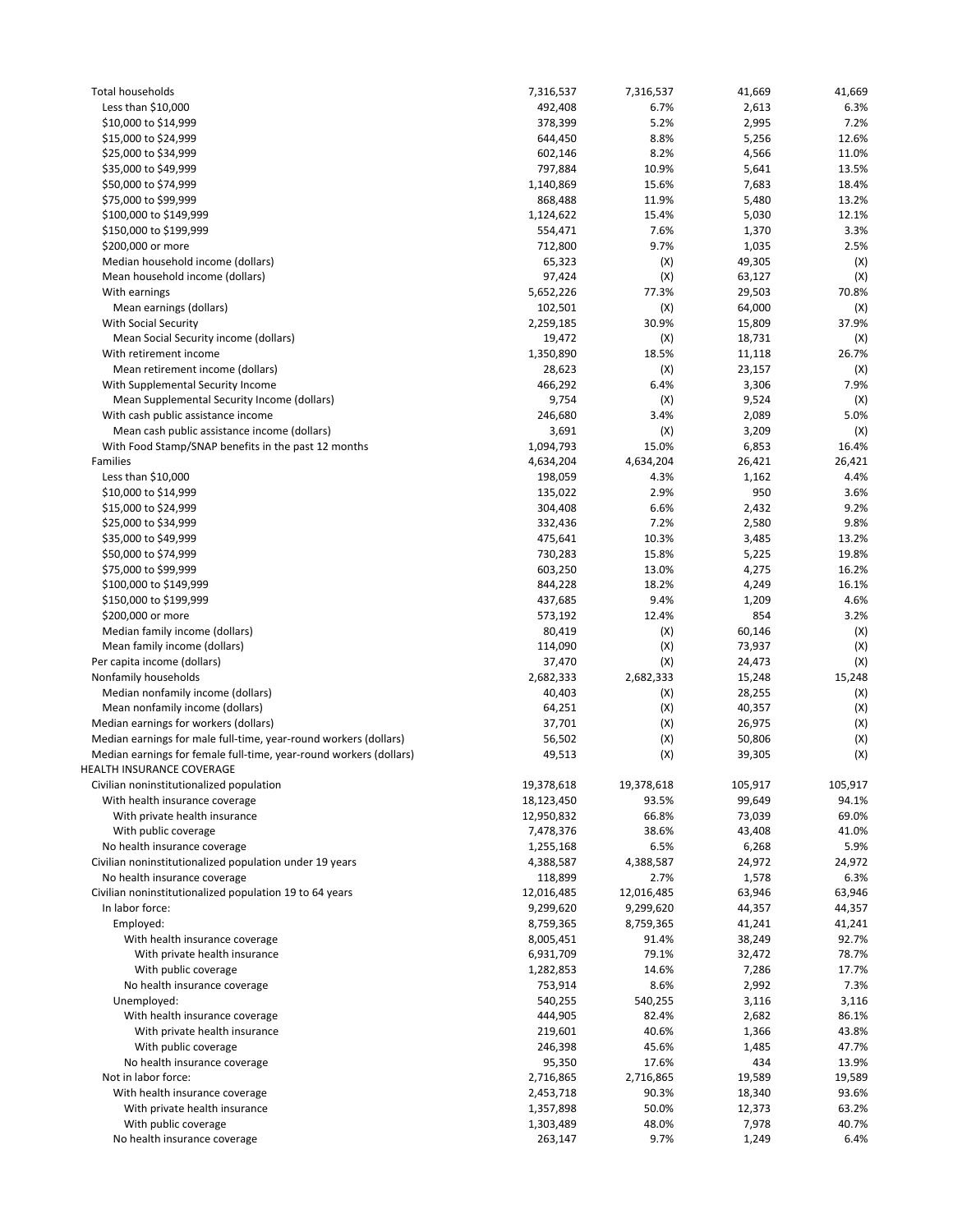| | | | | |
|---|---|---|---|---|
| Total households | 7,316,537 | 7,316,537 | 41,669 | 41,669 |
| Less than $10,000 | 492,408 | 6.7% | 2,613 | 6.3% |
| $10,000 to $14,999 | 378,399 | 5.2% | 2,995 | 7.2% |
| $15,000 to $24,999 | 644,450 | 8.8% | 5,256 | 12.6% |
| $25,000 to $34,999 | 602,146 | 8.2% | 4,566 | 11.0% |
| $35,000 to $49,999 | 797,884 | 10.9% | 5,641 | 13.5% |
| $50,000 to $74,999 | 1,140,869 | 15.6% | 7,683 | 18.4% |
| $75,000 to $99,999 | 868,488 | 11.9% | 5,480 | 13.2% |
| $100,000 to $149,999 | 1,124,622 | 15.4% | 5,030 | 12.1% |
| $150,000 to $199,999 | 554,471 | 7.6% | 1,370 | 3.3% |
| $200,000 or more | 712,800 | 9.7% | 1,035 | 2.5% |
| Median household income (dollars) | 65,323 | (X) | 49,305 | (X) |
| Mean household income (dollars) | 97,424 | (X) | 63,127 | (X) |
| With earnings | 5,652,226 | 77.3% | 29,503 | 70.8% |
| Mean earnings (dollars) | 102,501 | (X) | 64,000 | (X) |
| With Social Security | 2,259,185 | 30.9% | 15,809 | 37.9% |
| Mean Social Security income (dollars) | 19,472 | (X) | 18,731 | (X) |
| With retirement income | 1,350,890 | 18.5% | 11,118 | 26.7% |
| Mean retirement income (dollars) | 28,623 | (X) | 23,157 | (X) |
| With Supplemental Security Income | 466,292 | 6.4% | 3,306 | 7.9% |
| Mean Supplemental Security Income (dollars) | 9,754 | (X) | 9,524 | (X) |
| With cash public assistance income | 246,680 | 3.4% | 2,089 | 5.0% |
| Mean cash public assistance income (dollars) | 3,691 | (X) | 3,209 | (X) |
| With Food Stamp/SNAP benefits in the past 12 months | 1,094,793 | 15.0% | 6,853 | 16.4% |
| Families | 4,634,204 | 4,634,204 | 26,421 | 26,421 |
| Less than $10,000 | 198,059 | 4.3% | 1,162 | 4.4% |
| $10,000 to $14,999 | 135,022 | 2.9% | 950 | 3.6% |
| $15,000 to $24,999 | 304,408 | 6.6% | 2,432 | 9.2% |
| $25,000 to $34,999 | 332,436 | 7.2% | 2,580 | 9.8% |
| $35,000 to $49,999 | 475,641 | 10.3% | 3,485 | 13.2% |
| $50,000 to $74,999 | 730,283 | 15.8% | 5,225 | 19.8% |
| $75,000 to $99,999 | 603,250 | 13.0% | 4,275 | 16.2% |
| $100,000 to $149,999 | 844,228 | 18.2% | 4,249 | 16.1% |
| $150,000 to $199,999 | 437,685 | 9.4% | 1,209 | 4.6% |
| $200,000 or more | 573,192 | 12.4% | 854 | 3.2% |
| Median family income (dollars) | 80,419 | (X) | 60,146 | (X) |
| Mean family income (dollars) | 114,090 | (X) | 73,937 | (X) |
| Per capita income (dollars) | 37,470 | (X) | 24,473 | (X) |
| Nonfamily households | 2,682,333 | 2,682,333 | 15,248 | 15,248 |
| Median nonfamily income (dollars) | 40,403 | (X) | 28,255 | (X) |
| Mean nonfamily income (dollars) | 64,251 | (X) | 40,357 | (X) |
| Median earnings for workers (dollars) | 37,701 | (X) | 26,975 | (X) |
| Median earnings for male full-time, year-round workers (dollars) | 56,502 | (X) | 50,806 | (X) |
| Median earnings for female full-time, year-round workers (dollars) | 49,513 | (X) | 39,305 | (X) |
| HEALTH INSURANCE COVERAGE | | | | |
| Civilian noninstitutionalized population | 19,378,618 | 19,378,618 | 105,917 | 105,917 |
| With health insurance coverage | 18,123,450 | 93.5% | 99,649 | 94.1% |
| With private health insurance | 12,950,832 | 66.8% | 73,039 | 69.0% |
| With public coverage | 7,478,376 | 38.6% | 43,408 | 41.0% |
| No health insurance coverage | 1,255,168 | 6.5% | 6,268 | 5.9% |
| Civilian noninstitutionalized population under 19 years | 4,388,587 | 4,388,587 | 24,972 | 24,972 |
| No health insurance coverage | 118,899 | 2.7% | 1,578 | 6.3% |
| Civilian noninstitutionalized population 19 to 64 years | 12,016,485 | 12,016,485 | 63,946 | 63,946 |
| In labor force: | 9,299,620 | 9,299,620 | 44,357 | 44,357 |
| Employed: | 8,759,365 | 8,759,365 | 41,241 | 41,241 |
| With health insurance coverage | 8,005,451 | 91.4% | 38,249 | 92.7% |
| With private health insurance | 6,931,709 | 79.1% | 32,472 | 78.7% |
| With public coverage | 1,282,853 | 14.6% | 7,286 | 17.7% |
| No health insurance coverage | 753,914 | 8.6% | 2,992 | 7.3% |
| Unemployed: | 540,255 | 540,255 | 3,116 | 3,116 |
| With health insurance coverage | 444,905 | 82.4% | 2,682 | 86.1% |
| With private health insurance | 219,601 | 40.6% | 1,366 | 43.8% |
| With public coverage | 246,398 | 45.6% | 1,485 | 47.7% |
| No health insurance coverage | 95,350 | 17.6% | 434 | 13.9% |
| Not in labor force: | 2,716,865 | 2,716,865 | 19,589 | 19,589 |
| With health insurance coverage | 2,453,718 | 90.3% | 18,340 | 93.6% |
| With private health insurance | 1,357,898 | 50.0% | 12,373 | 63.2% |
| With public coverage | 1,303,489 | 48.0% | 7,978 | 40.7% |
| No health insurance coverage | 263,147 | 9.7% | 1,249 | 6.4% |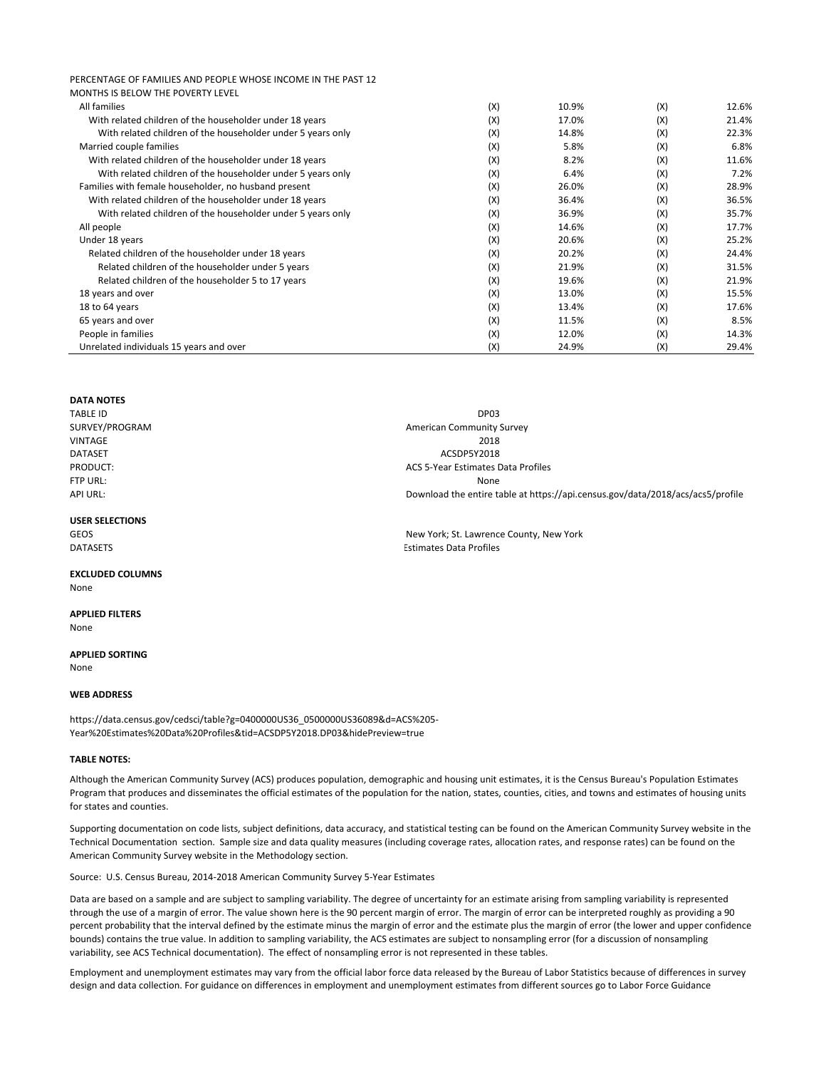| PERCENTAGE OF FAMILIES AND PEOPLE WHOSE INCOME IN THE PAST 12 MONTHS IS BELOW THE POVERTY LEVEL | | | | |
|---|---|---|---|---|
| All families | (X) | 10.9% | (X) | 12.6% |
| With related children of the householder under 18 years | (X) | 17.0% | (X) | 21.4% |
| With related children of the householder under 5 years only | (X) | 14.8% | (X) | 22.3% |
| Married couple families | (X) | 5.8% | (X) | 6.8% |
| With related children of the householder under 18 years | (X) | 8.2% | (X) | 11.6% |
| With related children of the householder under 5 years only | (X) | 6.4% | (X) | 7.2% |
| Families with female householder, no husband present | (X) | 26.0% | (X) | 28.9% |
| With related children of the householder under 18 years | (X) | 36.4% | (X) | 36.5% |
| With related children of the householder under 5 years only | (X) | 36.9% | (X) | 35.7% |
| All people | (X) | 14.6% | (X) | 17.7% |
| Under 18 years | (X) | 20.6% | (X) | 25.2% |
| Related children of the householder under 18 years | (X) | 20.2% | (X) | 24.4% |
| Related children of the householder under 5 years | (X) | 21.9% | (X) | 31.5% |
| Related children of the householder 5 to 17 years | (X) | 19.6% | (X) | 21.9% |
| 18 years and over | (X) | 13.0% | (X) | 15.5% |
| 18 to 64 years | (X) | 13.4% | (X) | 17.6% |
| 65 years and over | (X) | 11.5% | (X) | 8.5% |
| People in families | (X) | 12.0% | (X) | 14.3% |
| Unrelated individuals 15 years and over | (X) | 24.9% | (X) | 29.4% |

**DATA NOTES**

| | |
|---|---|
| TABLE ID | DP03 |
| SURVEY/PROGRAM | American Community Survey |
| VINTAGE | 2018 |
| DATASET | ACSDP5Y2018 |
| PRODUCT: | ACS 5-Year Estimates Data Profiles |
| FTP URL: | None |
| API URL: | Download the entire table at https://api.census.gov/data/2018/acs/acs5/profile |

**USER SELECTIONS**

| | |
|---|---|
| GEOS | New York; St. Lawrence County, New York |
| DATASETS | Estimates Data Profiles |

**EXCLUDED COLUMNS**

None

**APPLIED FILTERS**

None

**APPLIED SORTING**

None

**WEB ADDRESS**

https://data.census.gov/cedsci/table?g=0400000US36_0500000US36089&d=ACS%205-Year%20Estimates%20Data%20Profiles&tid=ACSDP5Y2018.DP03&hidePreview=true

**TABLE NOTES:**

Although the American Community Survey (ACS) produces population, demographic and housing unit estimates, it is the Census Bureau's Population Estimates Program that produces and disseminates the official estimates of the population for the nation, states, counties, cities, and towns and estimates of housing units for states and counties.

Supporting documentation on code lists, subject definitions, data accuracy, and statistical testing can be found on the American Community Survey website in the Technical Documentation section. Sample size and data quality measures (including coverage rates, allocation rates, and response rates) can be found on the American Community Survey website in the Methodology section.

Source: U.S. Census Bureau, 2014-2018 American Community Survey 5-Year Estimates

Data are based on a sample and are subject to sampling variability. The degree of uncertainty for an estimate arising from sampling variability is represented through the use of a margin of error. The value shown here is the 90 percent margin of error. The margin of error can be interpreted roughly as providing a 90 percent probability that the interval defined by the estimate minus the margin of error and the estimate plus the margin of error (the lower and upper confidence bounds) contains the true value. In addition to sampling variability, the ACS estimates are subject to nonsampling error (for a discussion of nonsampling variability, see ACS Technical documentation). The effect of nonsampling error is not represented in these tables.

Employment and unemployment estimates may vary from the official labor force data released by the Bureau of Labor Statistics because of differences in survey design and data collection. For guidance on differences in employment and unemployment estimates from different sources go to Labor Force Guidance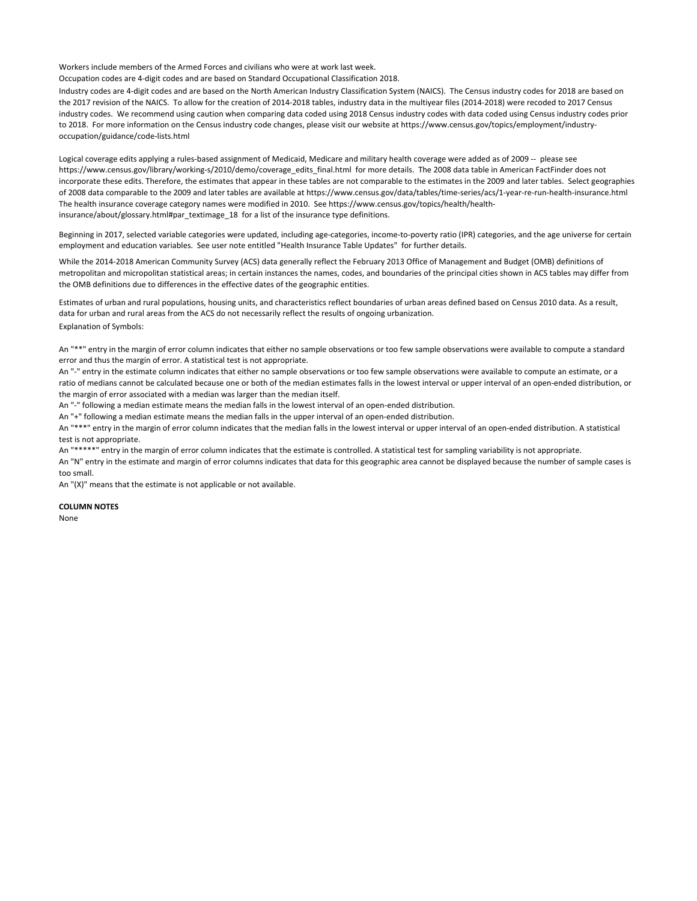Workers include members of the Armed Forces and civilians who were at work last week.

Occupation codes are 4-digit codes and are based on Standard Occupational Classification 2018.

Industry codes are 4-digit codes and are based on the North American Industry Classification System (NAICS). The Census industry codes for 2018 are based on the 2017 revision of the NAICS. To allow for the creation of 2014-2018 tables, industry data in the multiyear files (2014-2018) were recoded to 2017 Census industry codes. We recommend using caution when comparing data coded using 2018 Census industry codes with data coded using Census industry codes prior to 2018. For more information on the Census industry code changes, please visit our website at https://www.census.gov/topics/employment/industry-occupation/guidance/code-lists.html

Logical coverage edits applying a rules-based assignment of Medicaid, Medicare and military health coverage were added as of 2009 -- please see https://www.census.gov/library/working-s/2010/demo/coverage_edits_final.html for more details. The 2008 data table in American FactFinder does not incorporate these edits. Therefore, the estimates that appear in these tables are not comparable to the estimates in the 2009 and later tables. Select geographies of 2008 data comparable to the 2009 and later tables are available at https://www.census.gov/data/tables/time-series/acs/1-year-re-run-health-insurance.html The health insurance coverage category names were modified in 2010. See https://www.census.gov/topics/health/health-insurance/about/glossary.html#par_textimage_18 for a list of the insurance type definitions.

Beginning in 2017, selected variable categories were updated, including age-categories, income-to-poverty ratio (IPR) categories, and the age universe for certain employment and education variables. See user note entitled "Health Insurance Table Updates" for further details.

While the 2014-2018 American Community Survey (ACS) data generally reflect the February 2013 Office of Management and Budget (OMB) definitions of metropolitan and micropolitan statistical areas; in certain instances the names, codes, and boundaries of the principal cities shown in ACS tables may differ from the OMB definitions due to differences in the effective dates of the geographic entities.

Estimates of urban and rural populations, housing units, and characteristics reflect boundaries of urban areas defined based on Census 2010 data. As a result, data for urban and rural areas from the ACS do not necessarily reflect the results of ongoing urbanization.

Explanation of Symbols:

An "**" entry in the margin of error column indicates that either no sample observations or too few sample observations were available to compute a standard error and thus the margin of error. A statistical test is not appropriate.

An "-" entry in the estimate column indicates that either no sample observations or too few sample observations were available to compute an estimate, or a ratio of medians cannot be calculated because one or both of the median estimates falls in the lowest interval or upper interval of an open-ended distribution, or the margin of error associated with a median was larger than the median itself.

An "-" following a median estimate means the median falls in the lowest interval of an open-ended distribution.

An "+" following a median estimate means the median falls in the upper interval of an open-ended distribution.

An "***" entry in the margin of error column indicates that the median falls in the lowest interval or upper interval of an open-ended distribution. A statistical test is not appropriate.

An "*****" entry in the margin of error column indicates that the estimate is controlled. A statistical test for sampling variability is not appropriate.

An "N" entry in the estimate and margin of error columns indicates that data for this geographic area cannot be displayed because the number of sample cases is too small.

An "(X)" means that the estimate is not applicable or not available.

**COLUMN NOTES**

None